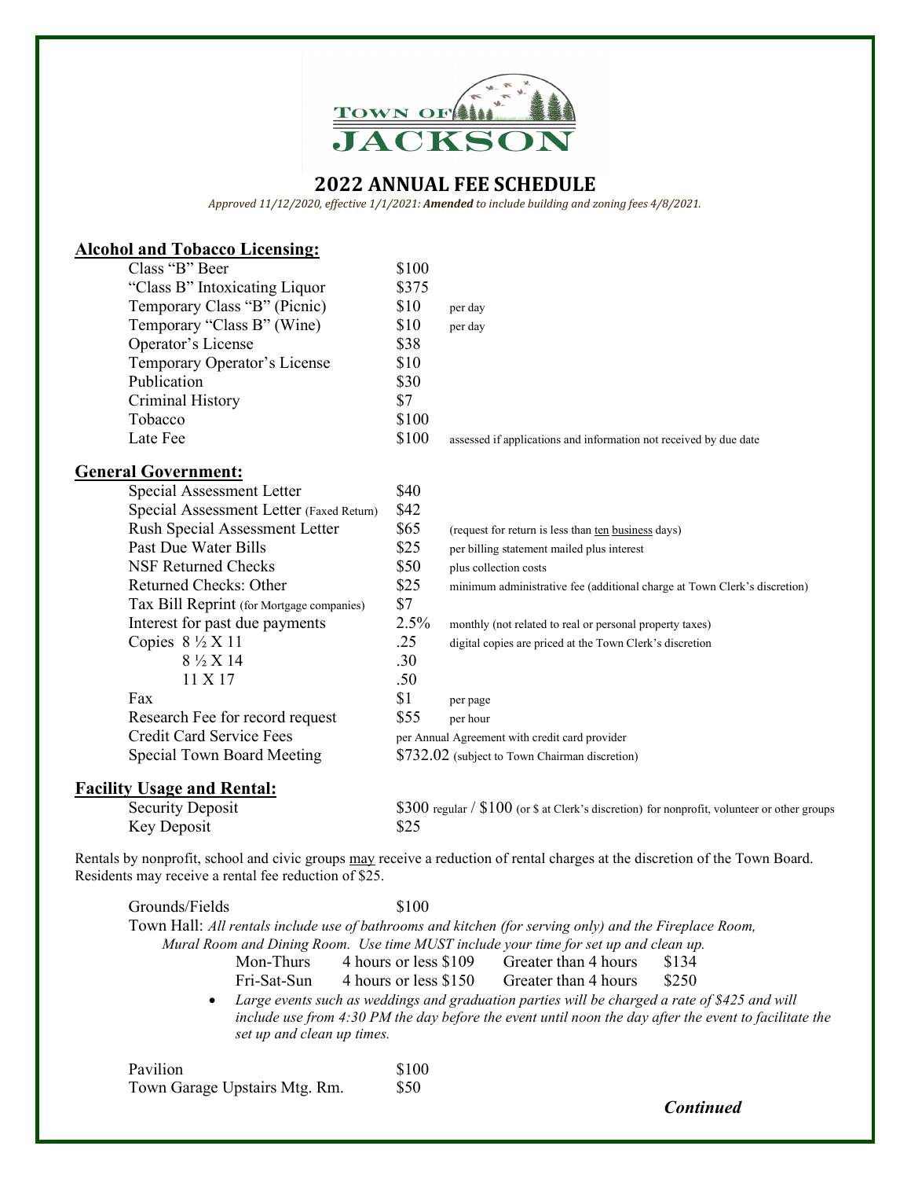# 2022 ANNUAL FEE SCHEDULE

*Approved 11/12/2020, effective 1/1/2021: **Amended** to include building and zoning fees 4/8/2021.*

## Alcohol and Tobacco Licensing:

| Item | Fee | Notes |
|---|---|---|
| Class "B" Beer | $100 | |
| "Class B" Intoxicating Liquor | $375 | |
| Temporary Class "B" (Picnic) | $10 | per day |
| Temporary "Class B" (Wine) | $10 | per day |
| Operator's License | $38 | |
| Temporary Operator's License | $10 | |
| Publication | $30 | |
| Criminal History | $7 | |
| Tobacco | $100 | |
| Late Fee | $100 | assessed if applications and information not received by due date |

## General Government:

| Item | Fee | Notes |
|---|---|---|
| Special Assessment Letter | $40 | |
| Special Assessment Letter (Faxed Return) | $42 | |
| Rush Special Assessment Letter | $65 | (request for return is less than ten business days) |
| Past Due Water Bills | $25 | per billing statement mailed plus interest |
| NSF Returned Checks | $50 | plus collection costs |
| Returned Checks: Other | $25 | minimum administrative fee (additional charge at Town Clerk's discretion) |
| Tax Bill Reprint (for Mortgage companies) | $7 | |
| Interest for past due payments | 2.5% | monthly (not related to real or personal property taxes) |
| Copies 8 ½ X 11 | .25 | digital copies are priced at the Town Clerk's discretion |
| 8 ½ X 14 | .30 | |
| 11 X 17 | .50 | |
| Fax | $1 | per page |
| Research Fee for record request | $55 | per hour |
| Credit Card Service Fees | per Annual Agreement with credit card provider | |
| Special Town Board Meeting | $732.02 (subject to Town Chairman discretion) | |

## Facility Usage and Rental:

| Item | Fee |
|---|---|
| Security Deposit | $300 regular / $100 (or $ at Clerk's discretion) for nonprofit, volunteer or other groups |
| Key Deposit | $25 |

Rentals by nonprofit, school and civic groups may receive a reduction of rental charges at the discretion of the Town Board. Residents may receive a rental fee reduction of $25.

Grounds/Fields $100

Town Hall: *All rentals include use of bathrooms and kitchen (for serving only) and the Fireplace Room, Mural Room and Dining Room. Use time MUST include your time for set up and clean up.*

| Days | 4 hours or less | Greater than 4 hours |
|---|---|---|
| Mon-Thurs | $109 | $134 |
| Fri-Sat-Sun | $150 | $250 |

- *Large events such as weddings and graduation parties will be charged a rate of $425 and will include use from 4:30 PM the day before the event until noon the day after the event to facilitate the set up and clean up times.*

| Item | Fee |
|---|---|
| Pavilion | $100 |
| Town Garage Upstairs Mtg. Rm. | $50 |

***Continued***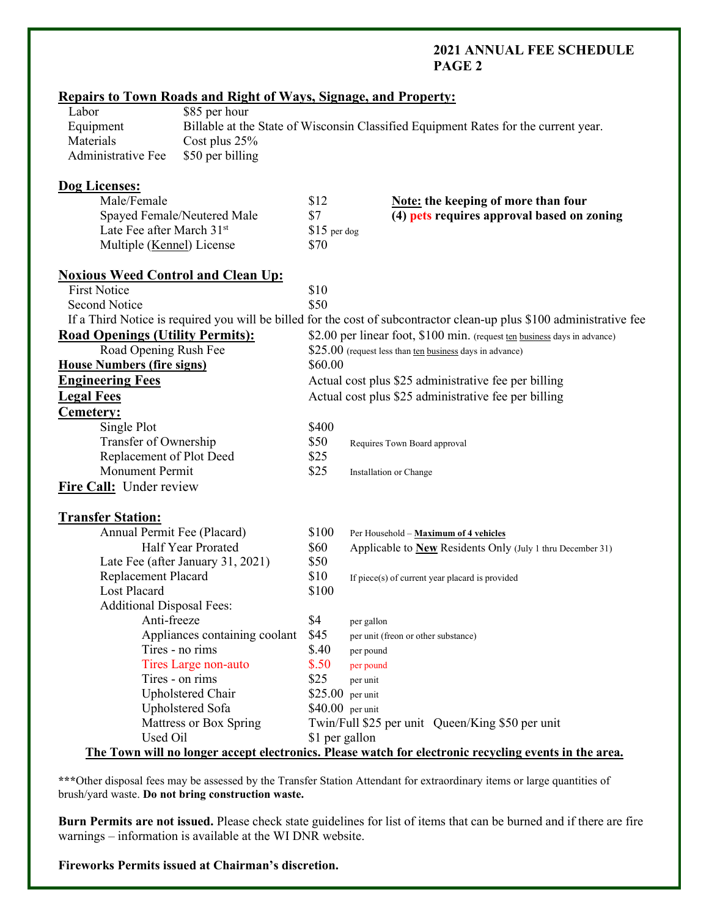**2021 ANNUAL FEE SCHEDULE**
**PAGE 2**

**Repairs to Town Roads and Right of Ways, Signage, and Property:**

| | |
|---|---|
| Labor | $85 per hour |
| Equipment | Billable at the State of Wisconsin Classified Equipment Rates for the current year. |
| Materials | Cost plus 25% |
| Administrative Fee | $50 per billing |

**Dog Licenses:**

| | | |
|---|---|---|
| Male/Female | $12 | **Note: the keeping of more than four (4) pets requires approval based on zoning** |
| Spayed Female/Neutered Male | $7 | |
| Late Fee after March 31st | $15 per dog | |
| Multiple (Kennel) License | $70 | |

**Noxious Weed Control and Clean Up:**

| | |
|---|---|
| First Notice | $10 |
| Second Notice | $50 |

If a Third Notice is required you will be billed for the cost of subcontractor clean-up plus $100 administrative fee

| | |
|---|---|
| **Road Openings (Utility Permits):** | $2.00 per linear foot, $100 min. (request ten business days in advance) |
| Road Opening Rush Fee | $25.00 (request less than ten business days in advance) |
| **House Numbers (fire signs)** | $60.00 |
| **Engineering Fees** | Actual cost plus $25 administrative fee per billing |
| **Legal Fees** | Actual cost plus $25 administrative fee per billing |

**Cemetery:**

| | | |
|---|---|---|
| Single Plot | $400 | |
| Transfer of Ownership | $50 | Requires Town Board approval |
| Replacement of Plot Deed | $25 | |
| Monument Permit | $25 | Installation or Change |

**Fire Call:** Under review

**Transfer Station:**

| | | |
|---|---|---|
| Annual Permit Fee (Placard) | $100 | Per Household – **Maximum of 4 vehicles** |
| Half Year Prorated | $60 | Applicable to **New** Residents Only (July 1 thru December 31) |
| Late Fee (after January 31, 2021) | $50 | |
| Replacement Placard | $10 | If piece(s) of current year placard is provided |
| Lost Placard | $100 | |
| Additional Disposal Fees: | | |
| Anti-freeze | $4 | per gallon |
| Appliances containing coolant | $45 | per unit (freon or other substance) |
| Tires - no rims | $.40 | per pound |
| Tires Large non-auto | $.50 | per pound |
| Tires - on rims | $25 | per unit |
| Upholstered Chair | $25.00 | per unit |
| Upholstered Sofa | $40.00 | per unit |
| Mattress or Box Spring | Twin/Full $25 per unit | Queen/King $50 per unit |
| Used Oil | $1 per gallon | |

**The Town will no longer accept electronics. Please watch for electronic recycling events in the area.**

*****Other disposal fees may be assessed by the Transfer Station Attendant for extraordinary items or large quantities of brush/yard waste. **Do not bring construction waste.**

**Burn Permits are not issued.** Please check state guidelines for list of items that can be burned and if there are fire warnings – information is available at the WI DNR website.

**Fireworks Permits issued at Chairman's discretion.**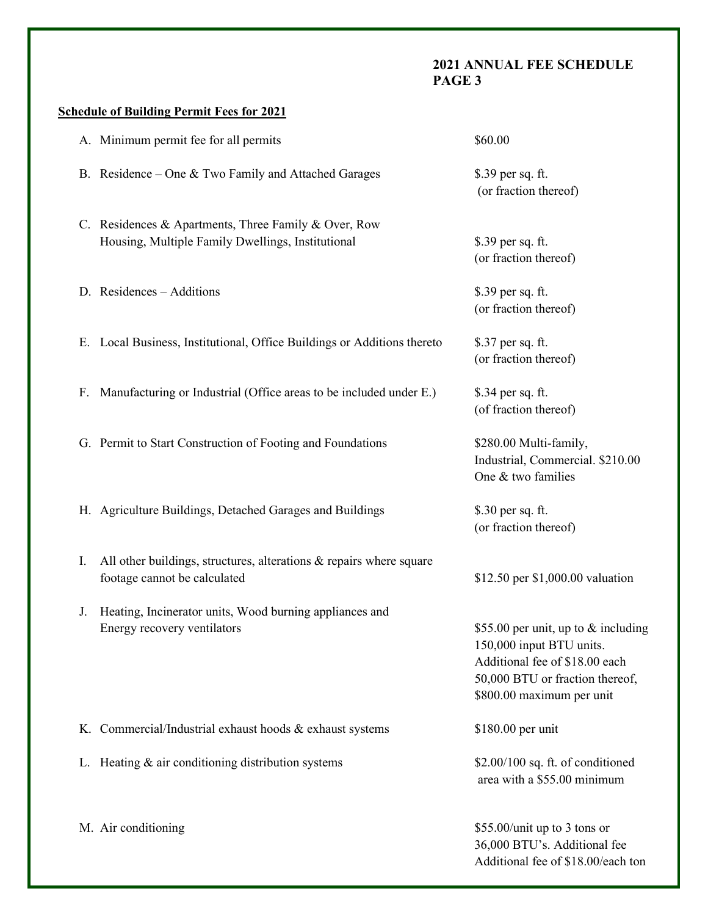2021 ANNUAL FEE SCHEDULE
PAGE 3

**Schedule of Building Permit Fees for 2021**

| | | |
|---|---|---|
| A. | Minimum permit fee for all permits | $60.00 |
| B. | Residence – One & Two Family and Attached Garages | $.39 per sq. ft. (or fraction thereof) |
| C. | Residences & Apartments, Three Family & Over, Row Housing, Multiple Family Dwellings, Institutional | $.39 per sq. ft. (or fraction thereof) |
| D. | Residences – Additions | $.39 per sq. ft. (or fraction thereof) |
| E. | Local Business, Institutional, Office Buildings or Additions thereto | $.37 per sq. ft. (or fraction thereof) |
| F. | Manufacturing or Industrial (Office areas to be included under E.) | $.34 per sq. ft. (of fraction thereof) |
| G. | Permit to Start Construction of Footing and Foundations | $280.00 Multi-family, Industrial, Commercial. $210.00 One & two families |
| H. | Agriculture Buildings, Detached Garages and Buildings | $.30 per sq. ft. (or fraction thereof) |
| I. | All other buildings, structures, alterations & repairs where square footage cannot be calculated | $12.50 per $1,000.00 valuation |
| J. | Heating, Incinerator units, Wood burning appliances and Energy recovery ventilators | $55.00 per unit, up to & including 150,000 input BTU units. Additional fee of $18.00 each 50,000 BTU or fraction thereof, $800.00 maximum per unit |
| K. | Commercial/Industrial exhaust hoods & exhaust systems | $180.00 per unit |
| L. | Heating & air conditioning distribution systems | $2.00/100 sq. ft. of conditioned area with a $55.00 minimum |
| M. | Air conditioning | $55.00/unit up to 3 tons or 36,000 BTU's. Additional fee Additional fee of $18.00/each ton |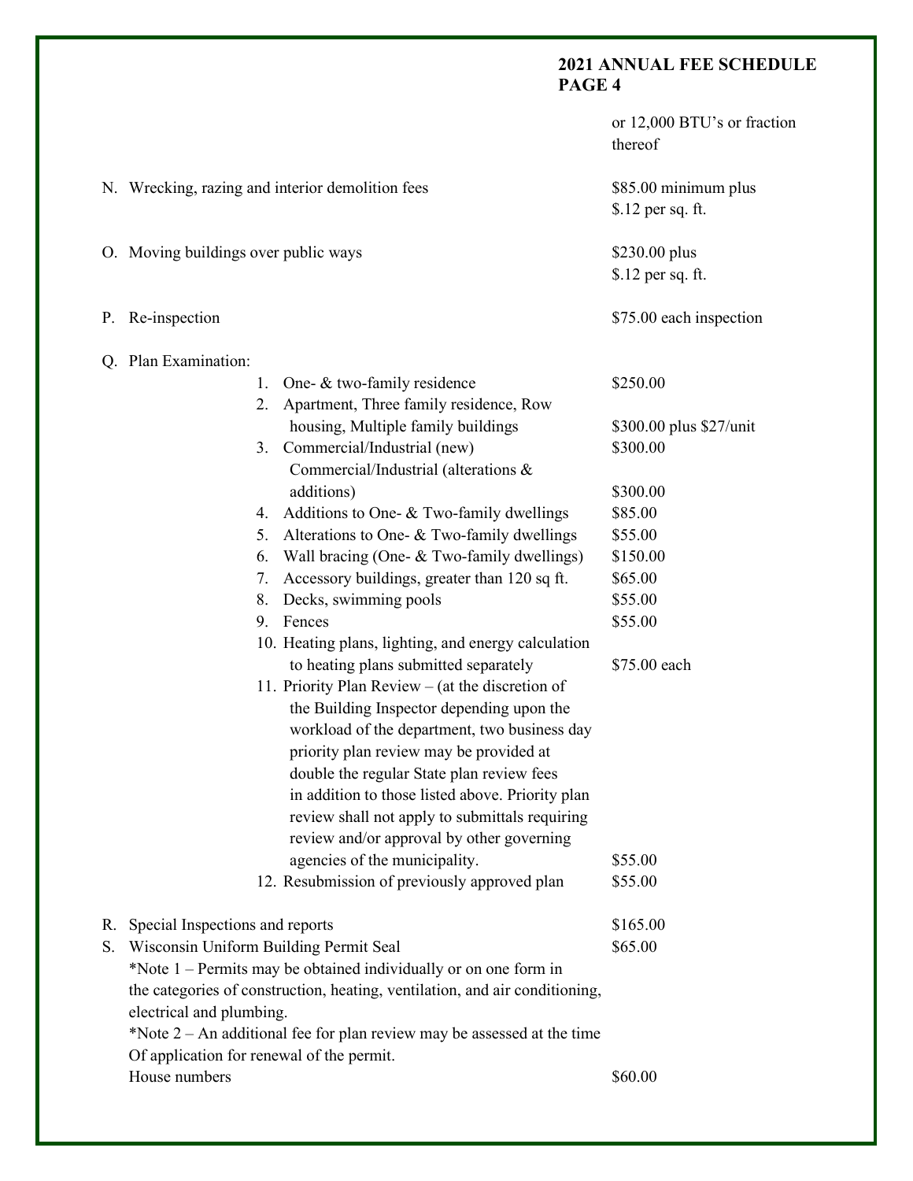or 12,000 BTU's or fraction thereof

| | | |
|---|---|---|
| N. | Wrecking, razing and interior demolition fees | $85.00 minimum plus $.12 per sq. ft. |
| O. | Moving buildings over public ways | $230.00 plus $.12 per sq. ft. |
| P. | Re-inspection | $75.00 each inspection |
| Q. | Plan Examination: | |
| | 1. One- & two-family residence | $250.00 |
| | 2. Apartment, Three family residence, Row housing, Multiple family buildings | $300.00 plus $27/unit |
| | 3. Commercial/Industrial (new) | $300.00 |
| | Commercial/Industrial (alterations & additions) | $300.00 |
| | 4. Additions to One- & Two-family dwellings | $85.00 |
| | 5. Alterations to One- & Two-family dwellings | $55.00 |
| | 6. Wall bracing (One- & Two-family dwellings) | $150.00 |
| | 7. Accessory buildings, greater than 120 sq ft. | $65.00 |
| | 8. Decks, swimming pools | $55.00 |
| | 9. Fences | $55.00 |
| | 10. Heating plans, lighting, and energy calculation to heating plans submitted separately | $75.00 each |
| | 11. Priority Plan Review – (at the discretion of the Building Inspector depending upon the workload of the department, two business day priority plan review may be provided at double the regular State plan review fees in addition to those listed above. Priority plan review shall not apply to submittals requiring review and/or approval by other governing agencies of the municipality. | $55.00 |
| | 12. Resubmission of previously approved plan | $55.00 |
| R. | Special Inspections and reports | $165.00 |
| S. | Wisconsin Uniform Building Permit Seal | $65.00 |

*Note 1 – Permits may be obtained individually or on one form in the categories of construction, heating, ventilation, and air conditioning, electrical and plumbing.

*Note 2 – An additional fee for plan review may be assessed at the time Of application for renewal of the permit.

| | |
|---|---|
| House numbers | $60.00 |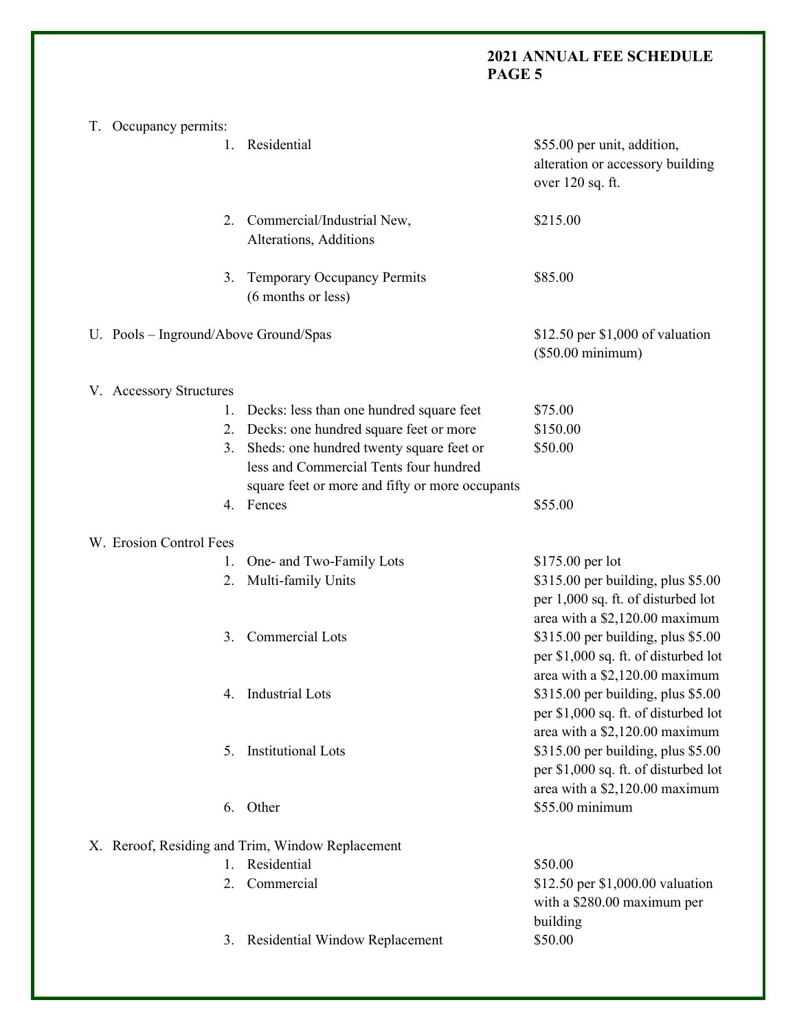T. Occupancy permits:

| | | |
|---|---|---|
| 1. | Residential | $55.00 per unit, addition, alteration or accessory building over 120 sq. ft. |
| 2. | Commercial/Industrial New, Alterations, Additions | $215.00 |
| 3. | Temporary Occupancy Permits (6 months or less) | $85.00 |

U. Pools – Inground/Above Ground/Spas — $12.50 per $1,000 of valuation ($50.00 minimum)

V. Accessory Structures

| | | |
|---|---|---|
| 1. | Decks: less than one hundred square feet | $75.00 |
| 2. | Decks: one hundred square feet or more | $150.00 |
| 3. | Sheds: one hundred twenty square feet or less and Commercial Tents four hundred square feet or more and fifty or more occupants | $50.00 |
| 4. | Fences | $55.00 |

W. Erosion Control Fees

| | | |
|---|---|---|
| 1. | One- and Two-Family Lots | $175.00 per lot |
| 2. | Multi-family Units | $315.00 per building, plus $5.00 per 1,000 sq. ft. of disturbed lot area with a $2,120.00 maximum |
| 3. | Commercial Lots | $315.00 per building, plus $5.00 per $1,000 sq. ft. of disturbed lot area with a $2,120.00 maximum |
| 4. | Industrial Lots | $315.00 per building, plus $5.00 per $1,000 sq. ft. of disturbed lot area with a $2,120.00 maximum |
| 5. | Institutional Lots | $315.00 per building, plus $5.00 per $1,000 sq. ft. of disturbed lot area with a $2,120.00 maximum |
| 6. | Other | $55.00 minimum |

X. Reroof, Residing and Trim, Window Replacement

| | | |
|---|---|---|
| 1. | Residential | $50.00 |
| 2. | Commercial | $12.50 per $1,000.00 valuation with a $280.00 maximum per building |
| 3. | Residential Window Replacement | $50.00 |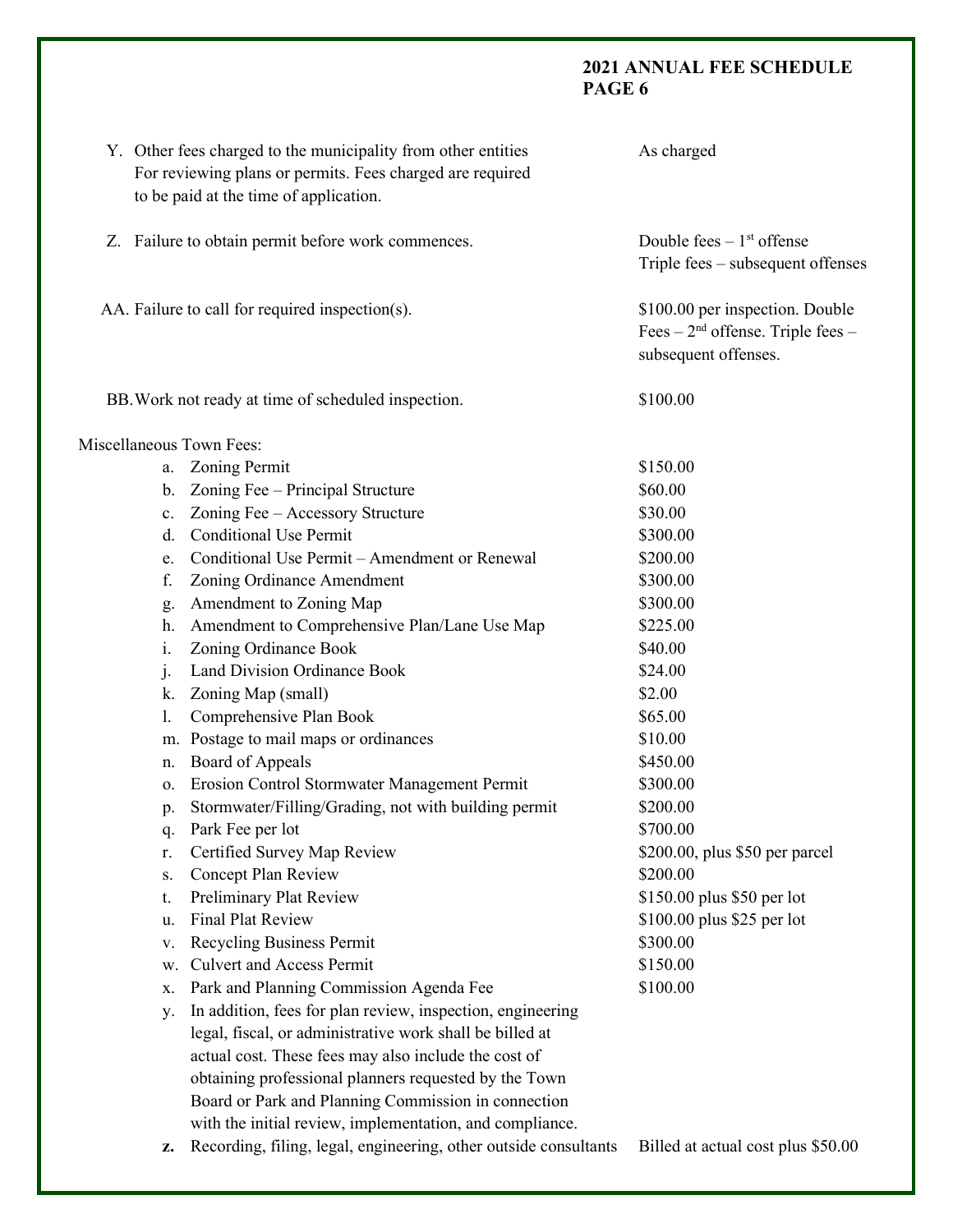Y. Other fees charged to the municipality from other entities For reviewing plans or permits. Fees charged are required to be paid at the time of application. — As charged

Z. Failure to obtain permit before work commences. — Double fees – 1st offense; Triple fees – subsequent offenses

AA. Failure to call for required inspection(s). — $100.00 per inspection. Double Fees – 2nd offense. Triple fees – subsequent offenses.

BB. Work not ready at time of scheduled inspection. — $100.00

Miscellaneous Town Fees:

| | | |
|---|---|---|
| a. | Zoning Permit | $150.00 |
| b. | Zoning Fee – Principal Structure | $60.00 |
| c. | Zoning Fee – Accessory Structure | $30.00 |
| d. | Conditional Use Permit | $300.00 |
| e. | Conditional Use Permit – Amendment or Renewal | $200.00 |
| f. | Zoning Ordinance Amendment | $300.00 |
| g. | Amendment to Zoning Map | $300.00 |
| h. | Amendment to Comprehensive Plan/Lane Use Map | $225.00 |
| i. | Zoning Ordinance Book | $40.00 |
| j. | Land Division Ordinance Book | $24.00 |
| k. | Zoning Map (small) | $2.00 |
| l. | Comprehensive Plan Book | $65.00 |
| m. | Postage to mail maps or ordinances | $10.00 |
| n. | Board of Appeals | $450.00 |
| o. | Erosion Control Stormwater Management Permit | $300.00 |
| p. | Stormwater/Filling/Grading, not with building permit | $200.00 |
| q. | Park Fee per lot | $700.00 |
| r. | Certified Survey Map Review | $200.00, plus $50 per parcel |
| s. | Concept Plan Review | $200.00 |
| t. | Preliminary Plat Review | $150.00 plus $50 per lot |
| u. | Final Plat Review | $100.00 plus $25 per lot |
| v. | Recycling Business Permit | $300.00 |
| w. | Culvert and Access Permit | $150.00 |
| x. | Park and Planning Commission Agenda Fee | $100.00 |
| y. | In addition, fees for plan review, inspection, engineering legal, fiscal, or administrative work shall be billed at actual cost. These fees may also include the cost of obtaining professional planners requested by the Town Board or Park and Planning Commission in connection with the initial review, implementation, and compliance. | |
| **z.** | Recording, filing, legal, engineering, other outside consultants | Billed at actual cost plus $50.00 |